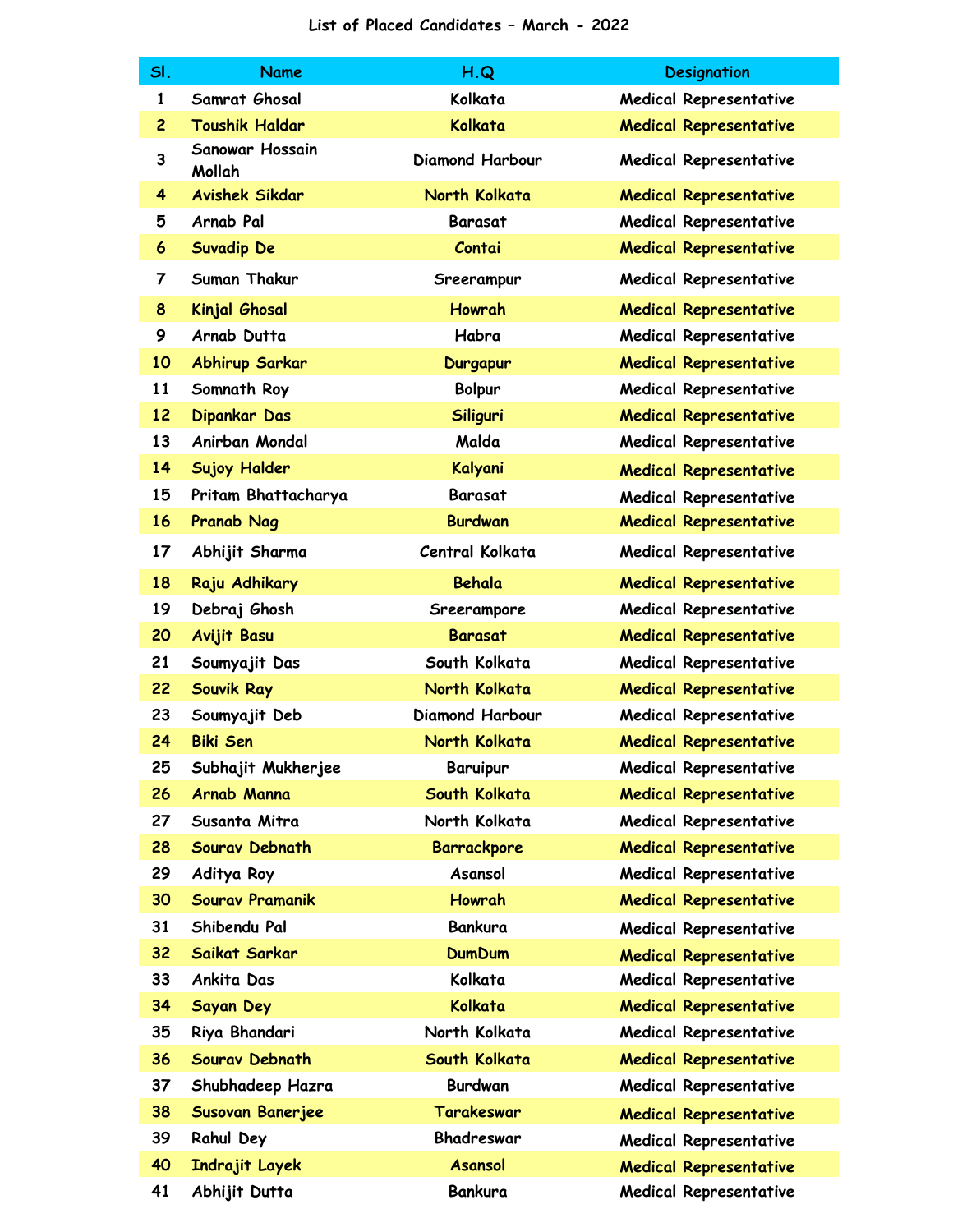# List of Placed Candidates – March - 2022

| Sl. | Name | H.Q | Designation |
|---|---|---|---|
| 1 | Samrat Ghosal | Kolkata | Medical Representative |
| 2 | Toushik Haldar | Kolkata | Medical Representative |
| 3 | Sanowar Hossain Mollah | Diamond Harbour | Medical Representative |
| 4 | Avishek Sikdar | North Kolkata | Medical Representative |
| 5 | Arnab Pal | Barasat | Medical Representative |
| 6 | Suvadip De | Contai | Medical Representative |
| 7 | Suman Thakur | Sreerampur | Medical Representative |
| 8 | Kinjal Ghosal | Howrah | Medical Representative |
| 9 | Arnab Dutta | Habra | Medical Representative |
| 10 | Abhirup Sarkar | Durgapur | Medical Representative |
| 11 | Somnath Roy | Bolpur | Medical Representative |
| 12 | Dipankar Das | Siliguri | Medical Representative |
| 13 | Anirban Mondal | Malda | Medical Representative |
| 14 | Sujoy Halder | Kalyani | Medical Representative |
| 15 | Pritam Bhattacharya | Barasat | Medical Representative |
| 16 | Pranab Nag | Burdwan | Medical Representative |
| 17 | Abhijit Sharma | Central Kolkata | Medical Representative |
| 18 | Raju Adhikary | Behala | Medical Representative |
| 19 | Debraj Ghosh | Sreerampore | Medical Representative |
| 20 | Avijit Basu | Barasat | Medical Representative |
| 21 | Soumyajit Das | South Kolkata | Medical Representative |
| 22 | Souvik Ray | North Kolkata | Medical Representative |
| 23 | Soumyajit Deb | Diamond Harbour | Medical Representative |
| 24 | Biki Sen | North Kolkata | Medical Representative |
| 25 | Subhajit Mukherjee | Baruipur | Medical Representative |
| 26 | Arnab Manna | South Kolkata | Medical Representative |
| 27 | Susanta Mitra | North Kolkata | Medical Representative |
| 28 | Sourav Debnath | Barrackpore | Medical Representative |
| 29 | Aditya Roy | Asansol | Medical Representative |
| 30 | Sourav Pramanik | Howrah | Medical Representative |
| 31 | Shibendu Pal | Bankura | Medical Representative |
| 32 | Saikat Sarkar | DumDum | Medical Representative |
| 33 | Ankita Das | Kolkata | Medical Representative |
| 34 | Sayan Dey | Kolkata | Medical Representative |
| 35 | Riya Bhandari | North Kolkata | Medical Representative |
| 36 | Sourav Debnath | South Kolkata | Medical Representative |
| 37 | Shubhadeep Hazra | Burdwan | Medical Representative |
| 38 | Susovan Banerjee | Tarakeswar | Medical Representative |
| 39 | Rahul Dey | Bhadreswar | Medical Representative |
| 40 | Indrajit Layek | Asansol | Medical Representative |
| 41 | Abhijit Dutta | Bankura | Medical Representative |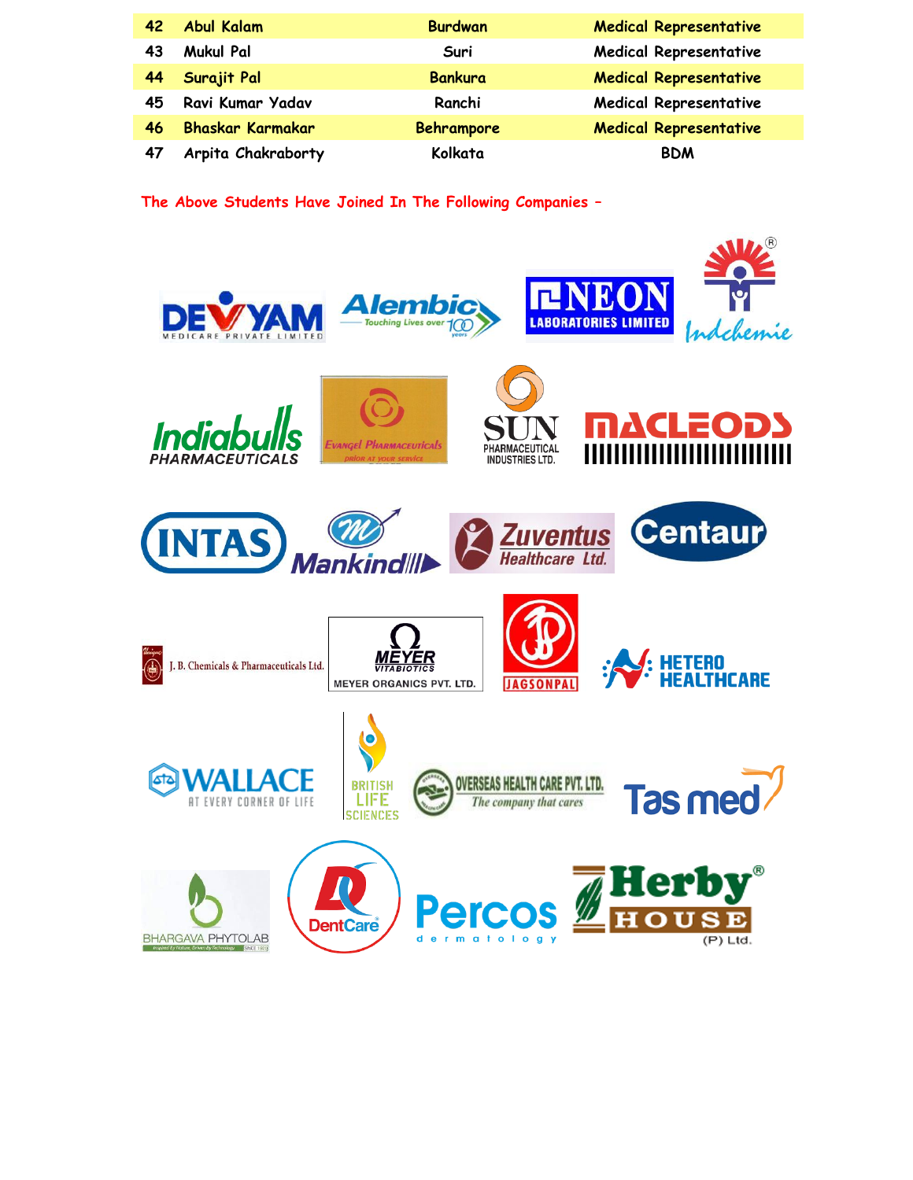| | | | |
|---|---|---|---|
| 42 | Abul Kalam | Burdwan | Medical Representative |
| 43 | Mukul Pal | Suri | Medical Representative |
| 44 | Surajit Pal | Bankura | Medical Representative |
| 45 | Ravi Kumar Yadav | Ranchi | Medical Representative |
| 46 | Bhaskar Karmakar | Behrampore | Medical Representative |
| 47 | Arpita Chakraborty | Kolkata | BDM |

The Above Students Have Joined In The Following Companies –